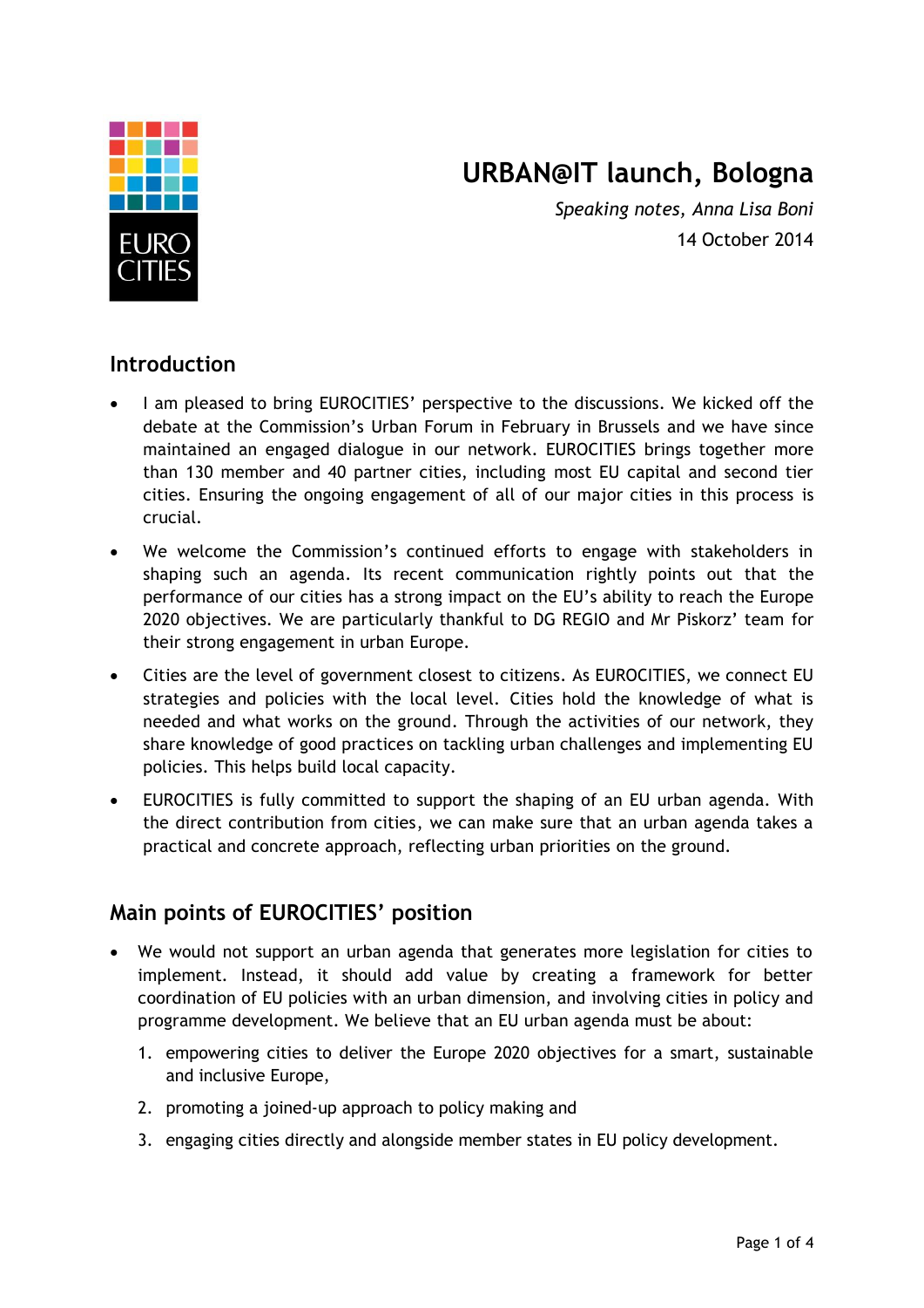# URBAN@IT launch, Bologna

*Speaking notes, Anna Lisa Boni*

14 October 2014

## Introduction

- I am pleased to bring EUROCITIES' perspective to the discussions. We kicked off the debate at the Commission's Urban Forum in February in Brussels and we have since maintained an engaged dialogue in our network. EUROCITIES brings together more than 130 member and 40 partner cities, including most EU capital and second tier cities. Ensuring the ongoing engagement of all of our major cities in this process is crucial.
- We welcome the Commission's continued efforts to engage with stakeholders in shaping such an agenda. Its recent communication rightly points out that the performance of our cities has a strong impact on the EU's ability to reach the Europe 2020 objectives. We are particularly thankful to DG REGIO and Mr Piskorz' team for their strong engagement in urban Europe.
- Cities are the level of government closest to citizens. As EUROCITIES, we connect EU strategies and policies with the local level. Cities hold the knowledge of what is needed and what works on the ground. Through the activities of our network, they share knowledge of good practices on tackling urban challenges and implementing EU policies. This helps build local capacity.
- EUROCITIES is fully committed to support the shaping of an EU urban agenda. With the direct contribution from cities, we can make sure that an urban agenda takes a practical and concrete approach, reflecting urban priorities on the ground.

## Main points of EUROCITIES' position

- We would not support an urban agenda that generates more legislation for cities to implement. Instead, it should add value by creating a framework for better coordination of EU policies with an urban dimension, and involving cities in policy and programme development. We believe that an EU urban agenda must be about:
  1. empowering cities to deliver the Europe 2020 objectives for a smart, sustainable and inclusive Europe,
  2. promoting a joined-up approach to policy making and
  3. engaging cities directly and alongside member states in EU policy development.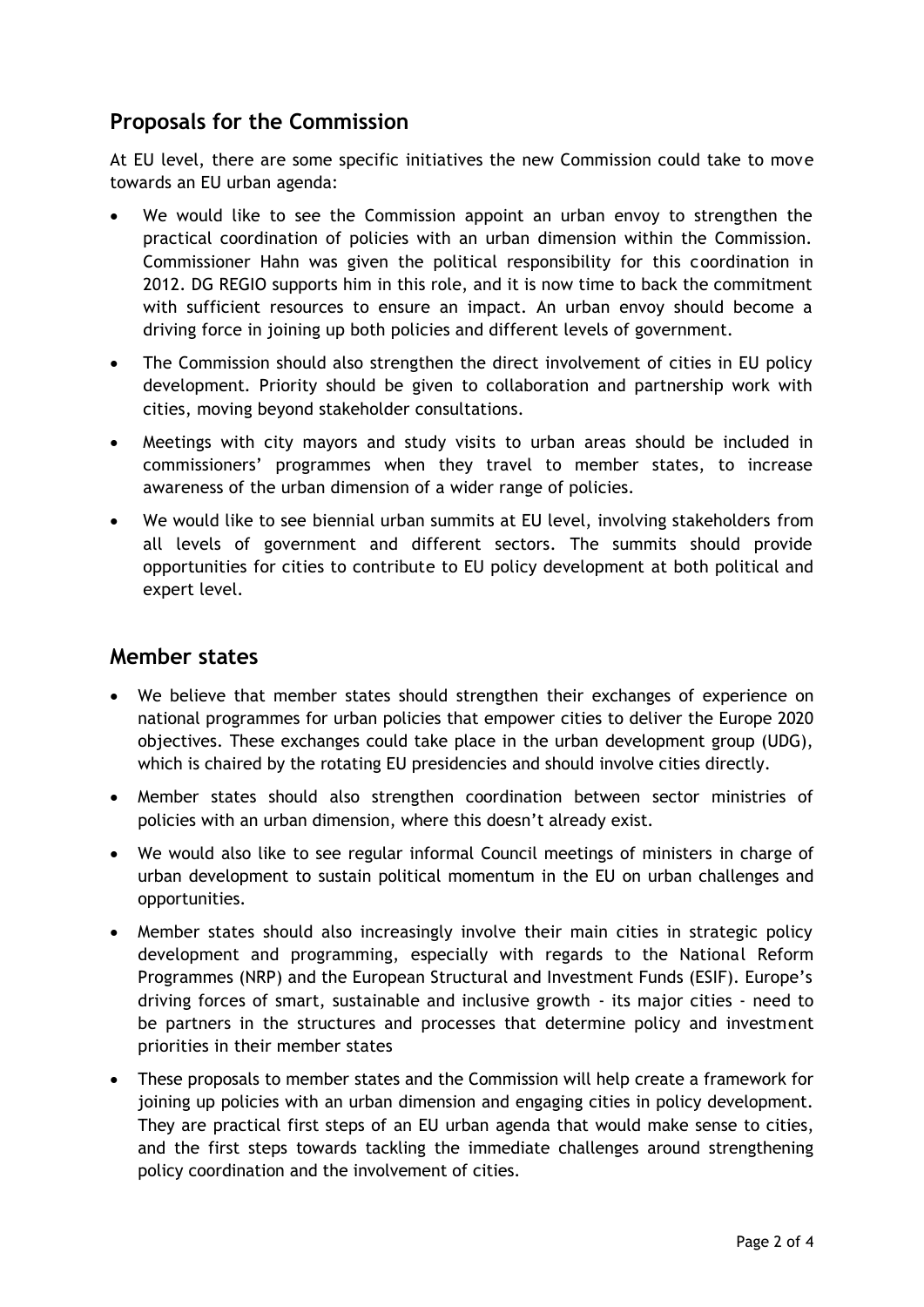## Proposals for the Commission

At EU level, there are some specific initiatives the new Commission could take to move towards an EU urban agenda:

- We would like to see the Commission appoint an urban envoy to strengthen the practical coordination of policies with an urban dimension within the Commission. Commissioner Hahn was given the political responsibility for this coordination in 2012. DG REGIO supports him in this role, and it is now time to back the commitment with sufficient resources to ensure an impact. An urban envoy should become a driving force in joining up both policies and different levels of government.
- The Commission should also strengthen the direct involvement of cities in EU policy development. Priority should be given to collaboration and partnership work with cities, moving beyond stakeholder consultations.
- Meetings with city mayors and study visits to urban areas should be included in commissioners' programmes when they travel to member states, to increase awareness of the urban dimension of a wider range of policies.
- We would like to see biennial urban summits at EU level, involving stakeholders from all levels of government and different sectors. The summits should provide opportunities for cities to contribute to EU policy development at both political and expert level.

## Member states

- We believe that member states should strengthen their exchanges of experience on national programmes for urban policies that empower cities to deliver the Europe 2020 objectives. These exchanges could take place in the urban development group (UDG), which is chaired by the rotating EU presidencies and should involve cities directly.
- Member states should also strengthen coordination between sector ministries of policies with an urban dimension, where this doesn't already exist.
- We would also like to see regular informal Council meetings of ministers in charge of urban development to sustain political momentum in the EU on urban challenges and opportunities.
- Member states should also increasingly involve their main cities in strategic policy development and programming, especially with regards to the National Reform Programmes (NRP) and the European Structural and Investment Funds (ESIF). Europe's driving forces of smart, sustainable and inclusive growth - its major cities - need to be partners in the structures and processes that determine policy and investment priorities in their member states
- These proposals to member states and the Commission will help create a framework for joining up policies with an urban dimension and engaging cities in policy development. They are practical first steps of an EU urban agenda that would make sense to cities, and the first steps towards tackling the immediate challenges around strengthening policy coordination and the involvement of cities.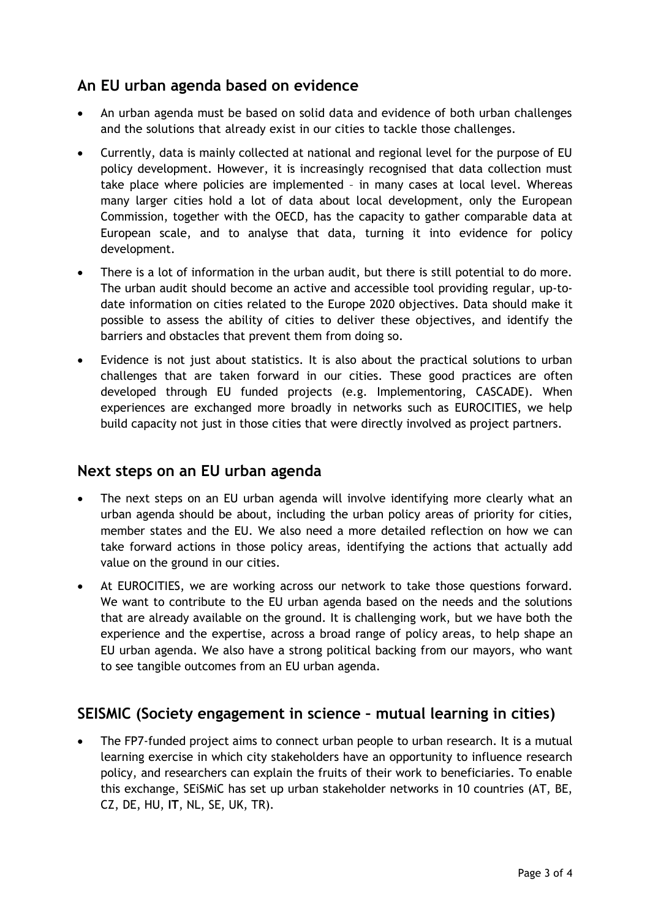## An EU urban agenda based on evidence

- An urban agenda must be based on solid data and evidence of both urban challenges and the solutions that already exist in our cities to tackle those challenges.
- Currently, data is mainly collected at national and regional level for the purpose of EU policy development. However, it is increasingly recognised that data collection must take place where policies are implemented – in many cases at local level. Whereas many larger cities hold a lot of data about local development, only the European Commission, together with the OECD, has the capacity to gather comparable data at European scale, and to analyse that data, turning it into evidence for policy development.
- There is a lot of information in the urban audit, but there is still potential to do more. The urban audit should become an active and accessible tool providing regular, up-to-date information on cities related to the Europe 2020 objectives. Data should make it possible to assess the ability of cities to deliver these objectives, and identify the barriers and obstacles that prevent them from doing so.
- Evidence is not just about statistics. It is also about the practical solutions to urban challenges that are taken forward in our cities. These good practices are often developed through EU funded projects (e.g. Implementoring, CASCADE). When experiences are exchanged more broadly in networks such as EUROCITIES, we help build capacity not just in those cities that were directly involved as project partners.

## Next steps on an EU urban agenda

- The next steps on an EU urban agenda will involve identifying more clearly what an urban agenda should be about, including the urban policy areas of priority for cities, member states and the EU. We also need a more detailed reflection on how we can take forward actions in those policy areas, identifying the actions that actually add value on the ground in our cities.
- At EUROCITIES, we are working across our network to take those questions forward. We want to contribute to the EU urban agenda based on the needs and the solutions that are already available on the ground. It is challenging work, but we have both the experience and the expertise, across a broad range of policy areas, to help shape an EU urban agenda. We also have a strong political backing from our mayors, who want to see tangible outcomes from an EU urban agenda.

## SEISMIC (Society engagement in science – mutual learning in cities)

- The FP7-funded project aims to connect urban people to urban research. It is a mutual learning exercise in which city stakeholders have an opportunity to influence research policy, and researchers can explain the fruits of their work to beneficiaries. To enable this exchange, SEiSMiC has set up urban stakeholder networks in 10 countries (AT, BE, CZ, DE, HU, **IT**, NL, SE, UK, TR).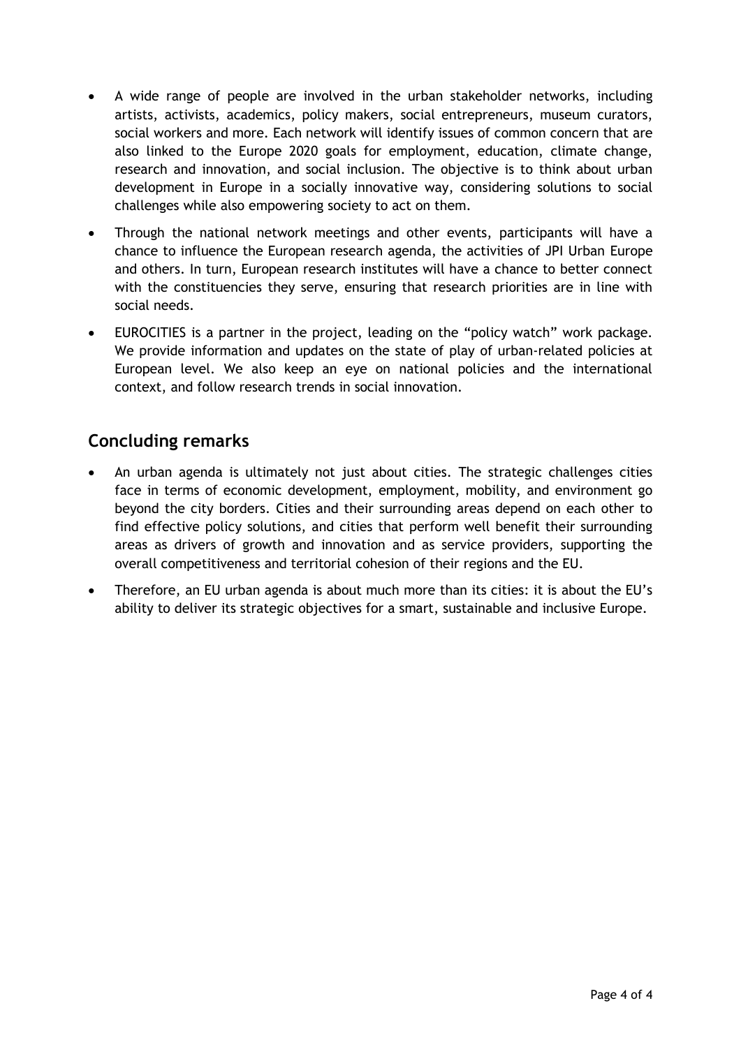- A wide range of people are involved in the urban stakeholder networks, including artists, activists, academics, policy makers, social entrepreneurs, museum curators, social workers and more. Each network will identify issues of common concern that are also linked to the Europe 2020 goals for employment, education, climate change, research and innovation, and social inclusion. The objective is to think about urban development in Europe in a socially innovative way, considering solutions to social challenges while also empowering society to act on them.
- Through the national network meetings and other events, participants will have a chance to influence the European research agenda, the activities of JPI Urban Europe and others. In turn, European research institutes will have a chance to better connect with the constituencies they serve, ensuring that research priorities are in line with social needs.
- EUROCITIES is a partner in the project, leading on the "policy watch" work package. We provide information and updates on the state of play of urban-related policies at European level. We also keep an eye on national policies and the international context, and follow research trends in social innovation.

## Concluding remarks

- An urban agenda is ultimately not just about cities. The strategic challenges cities face in terms of economic development, employment, mobility, and environment go beyond the city borders. Cities and their surrounding areas depend on each other to find effective policy solutions, and cities that perform well benefit their surrounding areas as drivers of growth and innovation and as service providers, supporting the overall competitiveness and territorial cohesion of their regions and the EU.
- Therefore, an EU urban agenda is about much more than its cities: it is about the EU's ability to deliver its strategic objectives for a smart, sustainable and inclusive Europe.